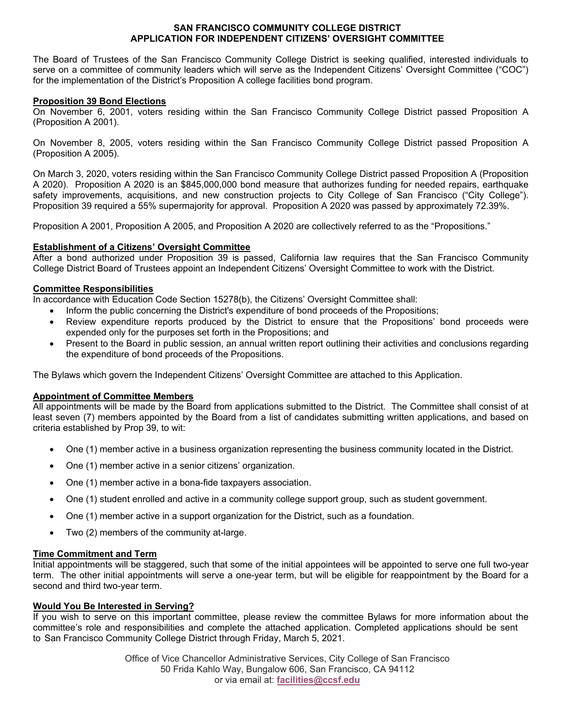# SAN FRANCISCO COMMUNITY COLLEGE DISTRICT
## APPLICATION FOR INDEPENDENT CITIZENS' OVERSIGHT COMMITTEE

The Board of Trustees of the San Francisco Community College District is seeking qualified, interested individuals to serve on a committee of community leaders which will serve as the Independent Citizens' Oversight Committee ("COC") for the implementation of the District's Proposition A college facilities bond program.

### Proposition 39 Bond Elections

On November 6, 2001, voters residing within the San Francisco Community College District passed Proposition A (Proposition A 2001).

On November 8, 2005, voters residing within the San Francisco Community College District passed Proposition A (Proposition A 2005).

On March 3, 2020, voters residing within the San Francisco Community College District passed Proposition A (Proposition A 2020). Proposition A 2020 is an $845,000,000 bond measure that authorizes funding for needed repairs, earthquake safety improvements, acquisitions, and new construction projects to City College of San Francisco ("City College"). Proposition 39 required a 55% supermajority for approval. Proposition A 2020 was passed by approximately 72.39%.

Proposition A 2001, Proposition A 2005, and Proposition A 2020 are collectively referred to as the "Propositions."

### Establishment of a Citizens' Oversight Committee

After a bond authorized under Proposition 39 is passed, California law requires that the San Francisco Community College District Board of Trustees appoint an Independent Citizens' Oversight Committee to work with the District.

### Committee Responsibilities

In accordance with Education Code Section 15278(b), the Citizens' Oversight Committee shall:

- Inform the public concerning the District's expenditure of bond proceeds of the Propositions;
- Review expenditure reports produced by the District to ensure that the Propositions' bond proceeds were expended only for the purposes set forth in the Propositions; and
- Present to the Board in public session, an annual written report outlining their activities and conclusions regarding the expenditure of bond proceeds of the Propositions.

The Bylaws which govern the Independent Citizens' Oversight Committee are attached to this Application.

### Appointment of Committee Members

All appointments will be made by the Board from applications submitted to the District. The Committee shall consist of at least seven (7) members appointed by the Board from a list of candidates submitting written applications, and based on criteria established by Prop 39, to wit:

- One (1) member active in a business organization representing the business community located in the District.
- One (1) member active in a senior citizens' organization.
- One (1) member active in a bona-fide taxpayers association.
- One (1) student enrolled and active in a community college support group, such as student government.
- One (1) member active in a support organization for the District, such as a foundation.
- Two (2) members of the community at-large.

### Time Commitment and Term

Initial appointments will be staggered, such that some of the initial appointees will be appointed to serve one full two-year term. The other initial appointments will serve a one-year term, but will be eligible for reappointment by the Board for a second and third two-year term.

### Would You Be Interested in Serving?

If you wish to serve on this important committee, please review the committee Bylaws for more information about the committee's role and responsibilities and complete the attached application. Completed applications should be sent to San Francisco Community College District through Friday, March 5, 2021.

Office of Vice Chancellor Administrative Services, City College of San Francisco
50 Frida Kahlo Way, Bungalow 606, San Francisco, CA 94112
or via email at: **facilities@ccsf.edu**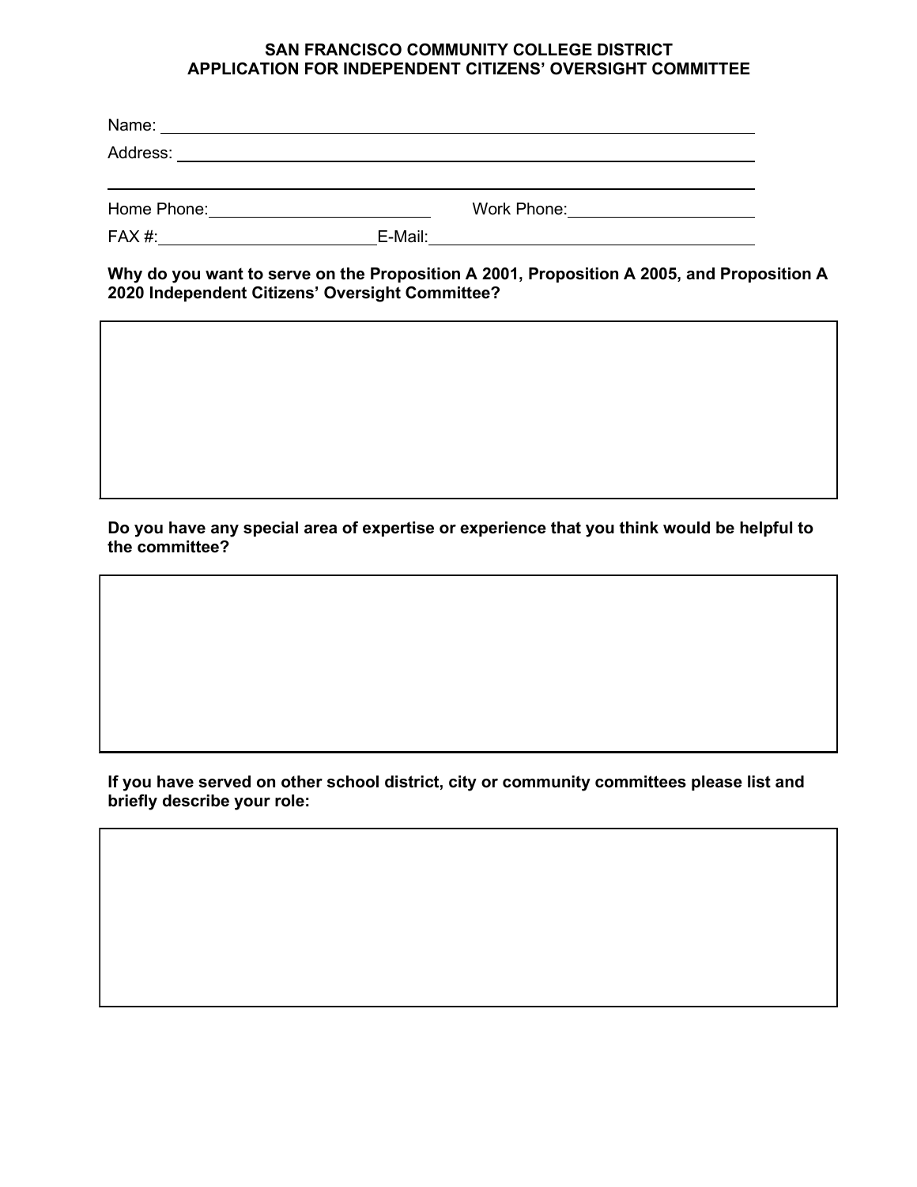**SAN FRANCISCO COMMUNITY COLLEGE DISTRICT**
**APPLICATION FOR INDEPENDENT CITIZENS' OVERSIGHT COMMITTEE**

Name: ______________________________________________

Address: ____________________________________________

____________________________________________________

Home Phone: ____________________ Work Phone: ____________________

FAX #: ____________________ E-Mail: ______________________________

**Why do you want to serve on the Proposition A 2001, Proposition A 2005, and Proposition A 2020 Independent Citizens' Oversight Committee?**

**Do you have any special area of expertise or experience that you think would be helpful to the committee?**

**If you have served on other school district, city or community committees please list and briefly describe your role:**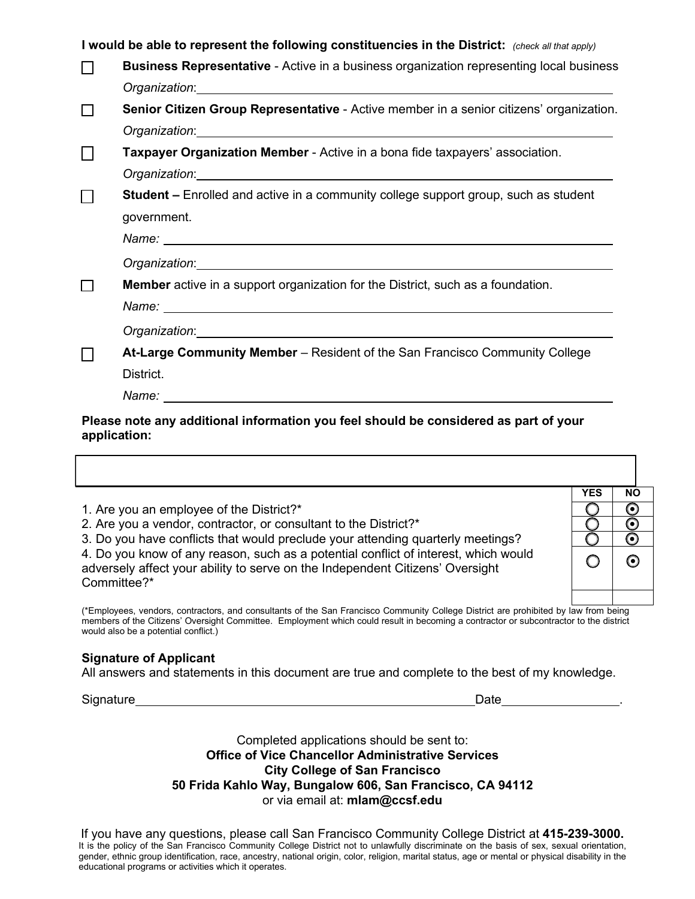**I would be able to represent the following constituencies in the District:** *(check all that apply)*

- ☐ **Business Representative** - Active in a business organization representing local business
  *Organization*:\_\_\_\_\_\_\_\_\_\_\_\_\_\_\_\_\_\_\_\_\_\_\_\_\_\_\_\_\_\_\_\_\_\_\_\_\_\_\_\_
- ☐ **Senior Citizen Group Representative** - Active member in a senior citizens' organization.
  *Organization*:\_\_\_\_\_\_\_\_\_\_\_\_\_\_\_\_\_\_\_\_\_\_\_\_\_\_\_\_\_\_\_\_\_\_\_\_\_\_\_\_
- ☐ **Taxpayer Organization Member** - Active in a bona fide taxpayers' association.
  *Organization*:\_\_\_\_\_\_\_\_\_\_\_\_\_\_\_\_\_\_\_\_\_\_\_\_\_\_\_\_\_\_\_\_\_\_\_\_\_\_\_\_
- ☐ **Student –** Enrolled and active in a community college support group, such as student government.
  *Name:* \_\_\_\_\_\_\_\_\_\_\_\_\_\_\_\_\_\_\_\_\_\_\_\_\_\_\_\_\_\_\_\_\_\_\_\_\_\_\_\_
  *Organization*:\_\_\_\_\_\_\_\_\_\_\_\_\_\_\_\_\_\_\_\_\_\_\_\_\_\_\_\_\_\_\_\_\_\_\_\_\_\_\_\_
- ☐ **Member** active in a support organization for the District, such as a foundation.
  *Name:* \_\_\_\_\_\_\_\_\_\_\_\_\_\_\_\_\_\_\_\_\_\_\_\_\_\_\_\_\_\_\_\_\_\_\_\_\_\_\_\_
  *Organization*:\_\_\_\_\_\_\_\_\_\_\_\_\_\_\_\_\_\_\_\_\_\_\_\_\_\_\_\_\_\_\_\_\_\_\_\_\_\_\_\_
- ☐ **At-Large Community Member** – Resident of the San Francisco Community College District.
  *Name:* \_\_\_\_\_\_\_\_\_\_\_\_\_\_\_\_\_\_\_\_\_\_\_\_\_\_\_\_\_\_\_\_\_\_\_\_\_\_\_\_

**Please note any additional information you feel should be considered as part of your application:**

| |
|---|
| |

| | YES | NO |
|---|---|---|
| 1. Are you an employee of the District?* | ○ | ⦿ |
| 2. Are you a vendor, contractor, or consultant to the District?* | ○ | ⦿ |
| 3. Do you have conflicts that would preclude your attending quarterly meetings? | ○ | ⦿ |
| 4. Do you know of any reason, such as a potential conflict of interest, which would adversely affect your ability to serve on the Independent Citizens' Oversight Committee?* | ○ | ⦿ |

(*Employees, vendors, contractors, and consultants of the San Francisco Community College District are prohibited by law from being members of the Citizens' Oversight Committee. Employment which could result in becoming a contractor or subcontractor to the district would also be a potential conflict.)

### Signature of Applicant

All answers and statements in this document are true and complete to the best of my knowledge.

Signature\_\_\_\_\_\_\_\_\_\_\_\_\_\_\_\_\_\_\_\_\_\_\_\_\_\_\_\_\_\_\_\_\_\_\_\_\_\_\_\_Date\_\_\_\_\_\_\_\_\_\_\_\_\_\_\_.

Completed applications should be sent to:
**Office of Vice Chancellor Administrative Services**
**City College of San Francisco**
**50 Frida Kahlo Way, Bungalow 606, San Francisco, CA 94112**
or via email at: **mlam@ccsf.edu**

If you have any questions, please call San Francisco Community College District at **415-239-3000.**

It is the policy of the San Francisco Community College District not to unlawfully discriminate on the basis of sex, sexual orientation, gender, ethnic group identification, race, ancestry, national origin, color, religion, marital status, age or mental or physical disability in the educational programs or activities which it operates.